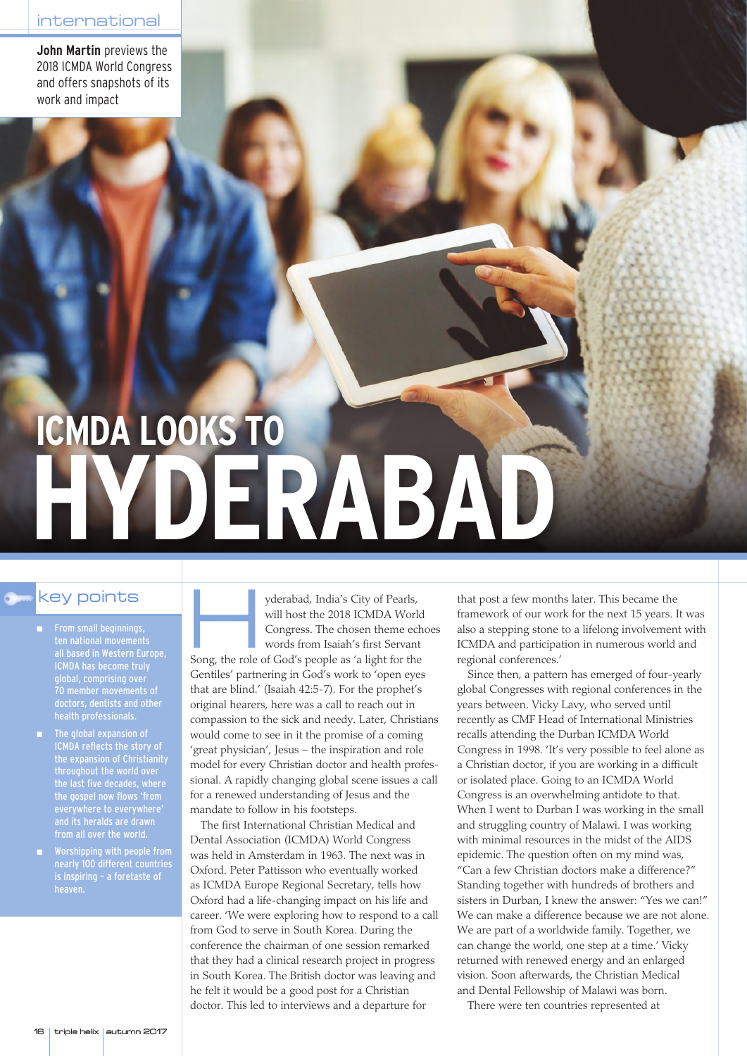international

**John Martin** previews the 2018 ICMDA World Congress and offers snapshots of its work and impact

# ICMDA LOOKS TO HYDERABAD

## key points

- From small beginnings, ten national movements all based in Western Europe, ICMDA has become truly global, comprising over 70 member movements of doctors, dentists and other health professionals.
- The global expansion of ICMDA reflects the story of the expansion of Christianity throughout the world over the last five decades, where the gospel now flows 'from everywhere to everywhere' and its heralds are drawn from all over the world.
- Worshipping with people from nearly 100 different countries is inspiring – a foretaste of heaven.

Hyderabad, India's City of Pearls, will host the 2018 ICMDA World Congress. The chosen theme echoes words from Isaiah's first Servant Song, the role of God's people as 'a light for the Gentiles' partnering in God's work to 'open eyes that are blind.' (Isaiah 42:5-7). For the prophet's original hearers, here was a call to reach out in compassion to the sick and needy. Later, Christians would come to see in it the promise of a coming 'great physician', Jesus – the inspiration and role model for every Christian doctor and health professional. A rapidly changing global scene issues a call for a renewed understanding of Jesus and the mandate to follow in his footsteps.

The first International Christian Medical and Dental Association (ICMDA) World Congress was held in Amsterdam in 1963. The next was in Oxford. Peter Pattisson who eventually worked as ICMDA Europe Regional Secretary, tells how Oxford had a life-changing impact on his life and career. 'We were exploring how to respond to a call from God to serve in South Korea. During the conference the chairman of one session remarked that they had a clinical research project in progress in South Korea. The British doctor was leaving and he felt it would be a good post for a Christian doctor. This led to interviews and a departure for that post a few months later. This became the framework of our work for the next 15 years. It was also a stepping stone to a lifelong involvement with ICMDA and participation in numerous world and regional conferences.'

Since then, a pattern has emerged of four-yearly global Congresses with regional conferences in the years between. Vicky Lavy, who served until recently as CMF Head of International Ministries recalls attending the Durban ICMDA World Congress in 1998. 'It's very possible to feel alone as a Christian doctor, if you are working in a difficult or isolated place. Going to an ICMDA World Congress is an overwhelming antidote to that. When I went to Durban I was working in the small and struggling country of Malawi. I was working with minimal resources in the midst of the AIDS epidemic. The question often on my mind was, "Can a few Christian doctors make a difference?" Standing together with hundreds of brothers and sisters in Durban, I knew the answer: "Yes we can!" We can make a difference because we are not alone. We are part of a worldwide family. Together, we can change the world, one step at a time.' Vicky returned with renewed energy and an enlarged vision. Soon afterwards, the Christian Medical and Dental Fellowship of Malawi was born.

There were ten countries represented at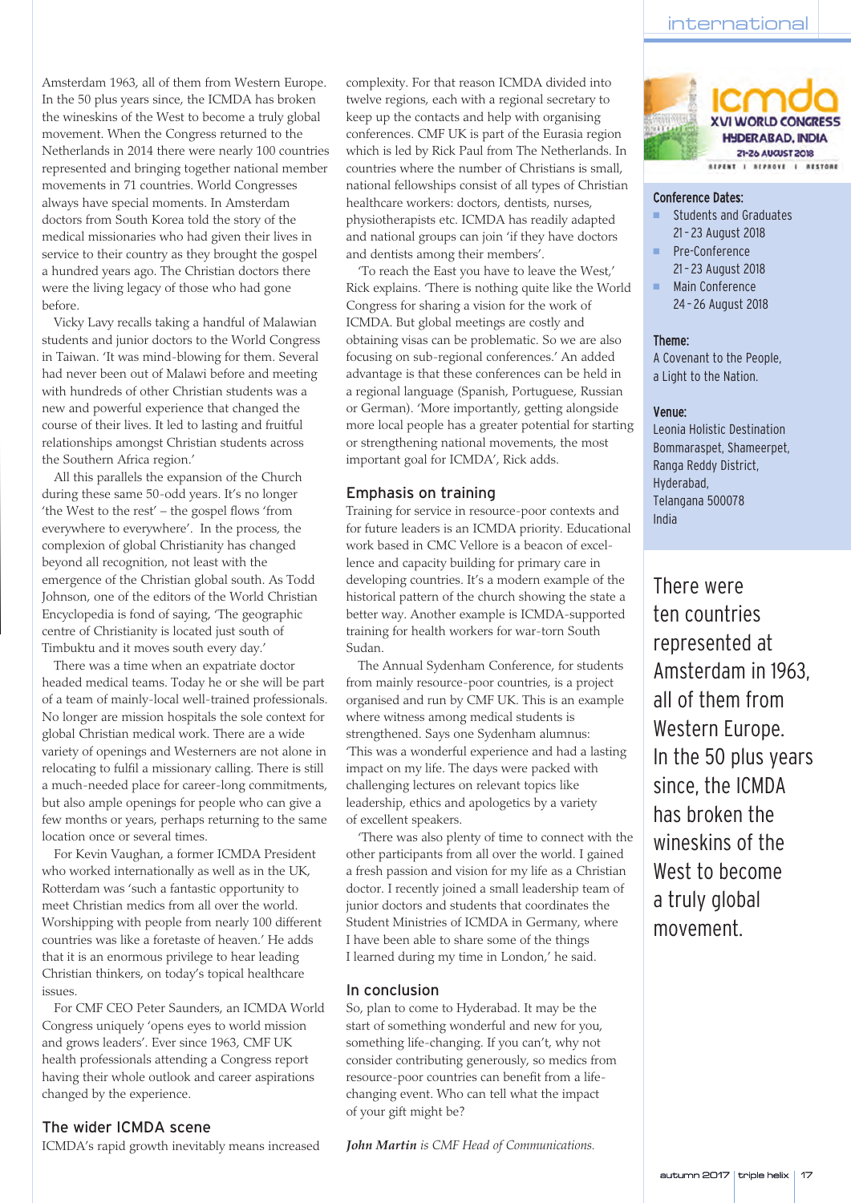Amsterdam 1963, all of them from Western Europe. In the 50 plus years since, the ICMDA has broken the wineskins of the West to become a truly global movement. When the Congress returned to the Netherlands in 2014 there were nearly 100 countries represented and bringing together national member movements in 71 countries. World Congresses always have special moments. In Amsterdam doctors from South Korea told the story of the medical missionaries who had given their lives in service to their country as they brought the gospel a hundred years ago. The Christian doctors there were the living legacy of those who had gone before.

Vicky Lavy recalls taking a handful of Malawian students and junior doctors to the World Congress in Taiwan. 'It was mind-blowing for them. Several had never been out of Malawi before and meeting with hundreds of other Christian students was a new and powerful experience that changed the course of their lives. It led to lasting and fruitful relationships amongst Christian students across the Southern Africa region.'

All this parallels the expansion of the Church during these same 50-odd years. It's no longer 'the West to the rest' – the gospel flows 'from everywhere to everywhere'. In the process, the complexion of global Christianity has changed beyond all recognition, not least with the emergence of the Christian global south. As Todd Johnson, one of the editors of the World Christian Encyclopedia is fond of saying, 'The geographic centre of Christianity is located just south of Timbuktu and it moves south every day.'

There was a time when an expatriate doctor headed medical teams. Today he or she will be part of a team of mainly-local well-trained professionals. No longer are mission hospitals the sole context for global Christian medical work. There are a wide variety of openings and Westerners are not alone in relocating to fulfil a missionary calling. There is still a much-needed place for career-long commitments, but also ample openings for people who can give a few months or years, perhaps returning to the same location once or several times.

For Kevin Vaughan, a former ICMDA President who worked internationally as well as in the UK, Rotterdam was 'such a fantastic opportunity to meet Christian medics from all over the world. Worshipping with people from nearly 100 different countries was like a foretaste of heaven.' He adds that it is an enormous privilege to hear leading Christian thinkers, on today's topical healthcare issues.

For CMF CEO Peter Saunders, an ICMDA World Congress uniquely 'opens eyes to world mission and grows leaders'. Ever since 1963, CMF UK health professionals attending a Congress report having their whole outlook and career aspirations changed by the experience.

## The wider ICMDA scene

ICMDA's rapid growth inevitably means increased complexity. For that reason ICMDA divided into twelve regions, each with a regional secretary to keep up the contacts and help with organising conferences. CMF UK is part of the Eurasia region which is led by Rick Paul from The Netherlands. In countries where the number of Christians is small, national fellowships consist of all types of Christian healthcare workers: doctors, dentists, nurses, physiotherapists etc. ICMDA has readily adapted and national groups can join 'if they have doctors and dentists among their members'.

'To reach the East you have to leave the West,' Rick explains. 'There is nothing quite like the World Congress for sharing a vision for the work of ICMDA. But global meetings are costly and obtaining visas can be problematic. So we are also focusing on sub-regional conferences.' An added advantage is that these conferences can be held in a regional language (Spanish, Portuguese, Russian or German). 'More importantly, getting alongside more local people has a greater potential for starting or strengthening national movements, the most important goal for ICMDA', Rick adds.

## Emphasis on training

Training for service in resource-poor contexts and for future leaders is an ICMDA priority. Educational work based in CMC Vellore is a beacon of excellence and capacity building for primary care in developing countries. It's a modern example of the historical pattern of the church showing the state a better way. Another example is ICMDA-supported training for health workers for war-torn South Sudan.

The Annual Sydenham Conference, for students from mainly resource-poor countries, is a project organised and run by CMF UK. This is an example where witness among medical students is strengthened. Says one Sydenham alumnus: 'This was a wonderful experience and had a lasting impact on my life. The days were packed with challenging lectures on relevant topics like leadership, ethics and apologetics by a variety of excellent speakers.

'There was also plenty of time to connect with the other participants from all over the world. I gained a fresh passion and vision for my life as a Christian doctor. I recently joined a small leadership team of junior doctors and students that coordinates the Student Ministries of ICMDA in Germany, where I have been able to share some of the things I learned during my time in London,' he said.

## In conclusion

So, plan to come to Hyderabad. It may be the start of something wonderful and new for you, something life-changing. If you can't, why not consider contributing generously, so medics from resource-poor countries can benefit from a life-changing event. Who can tell what the impact of your gift might be?

***John Martin** is CMF Head of Communications.*

---

**icmda XVI WORLD CONGRESS HYDERABAD, INDIA 21-26 AUGUST 2018**

REPENT | REPROVE | RESTORE

**Conference Dates:**

- Students and Graduates 21 - 23 August 2018
- Pre-Conference 21 - 23 August 2018
- Main Conference 24 - 26 August 2018

**Theme:**
A Covenant to the People, a Light to the Nation.

**Venue:**
Leonia Holistic Destination
Bommaraspet, Shameerpet,
Ranga Reddy District,
Hyderabad,
Telangana 500078
India

> There were ten countries represented at Amsterdam in 1963, all of them from Western Europe. In the 50 plus years since, the ICMDA has broken the wineskins of the West to become a truly global movement.